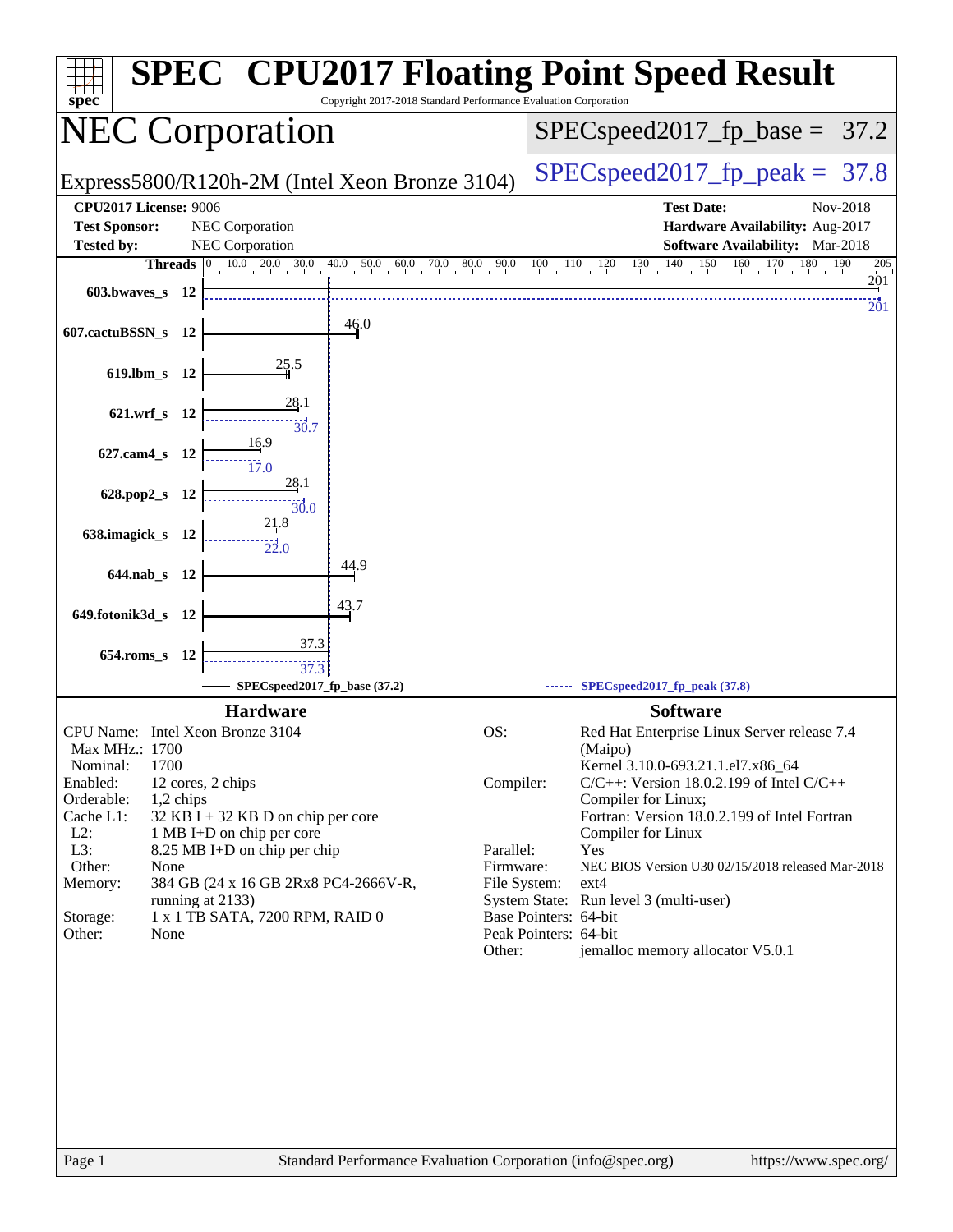# SPEC CPU2017 Floating Point Speed Result

Copyright 2017-2018 Standard Performance Evaluation Corporation

## NEC Corporation

Express5800/R120h-2M (Intel Xeon Bronze 3104)

SPECspeed2017_fp_base = 37.2

SPECspeed2017_fp_peak = 37.8

**CPU2017 License:** 9006
**Test Sponsor:** NEC Corporation
**Tested by:** NEC Corporation

**Test Date:** Nov-2018
**Hardware Availability:** Aug-2017
**Software Availability:** Mar-2018

| Benchmark | Threads | Base | Peak |
|---|---|---|---|
| 603.bwaves_s | 12 | 201 | 201 |
| 607.cactuBSSN_s | 12 | 46.0 | |
| 619.lbm_s | 12 | 25.5 | |
| 621.wrf_s | 12 | 28.1 | 30.7 |
| 627.cam4_s | 12 | 16.9 | 17.0 |
| 628.pop2_s | 12 | 28.1 | 30.0 |
| 638.imagick_s | 12 | 21.8 | 22.0 |
| 644.nab_s | 12 | 44.9 | |
| 649.fotonik3d_s | 12 | 43.7 | |
| 654.roms_s | 12 | 37.3 | 37.3 |

SPECspeed2017_fp_base (37.2) — SPECspeed2017_fp_peak (37.8)

### Hardware

| | |
|---|---|
| CPU Name: | Intel Xeon Bronze 3104 |
| Max MHz.: | 1700 |
| Nominal: | 1700 |
| Enabled: | 12 cores, 2 chips |
| Orderable: | 1,2 chips |
| Cache L1: | 32 KB I + 32 KB D on chip per core |
| L2: | 1 MB I+D on chip per core |
| L3: | 8.25 MB I+D on chip per chip |
| Other: | None |
| Memory: | 384 GB (24 x 16 GB 2Rx8 PC4-2666V-R, running at 2133) |
| Storage: | 1 x 1 TB SATA, 7200 RPM, RAID 0 |
| Other: | None |

### Software

| | |
|---|---|
| OS: | Red Hat Enterprise Linux Server release 7.4 (Maipo) Kernel 3.10.0-693.21.1.el7.x86_64 |
| Compiler: | C/C++: Version 18.0.2.199 of Intel C/C++ Compiler for Linux; Fortran: Version 18.0.2.199 of Intel Fortran Compiler for Linux |
| Parallel: | Yes |
| Firmware: | NEC BIOS Version U30 02/15/2018 released Mar-2018 |
| File System: | ext4 |
| System State: | Run level 3 (multi-user) |
| Base Pointers: | 64-bit |
| Peak Pointers: | 64-bit |
| Other: | jemalloc memory allocator V5.0.1 |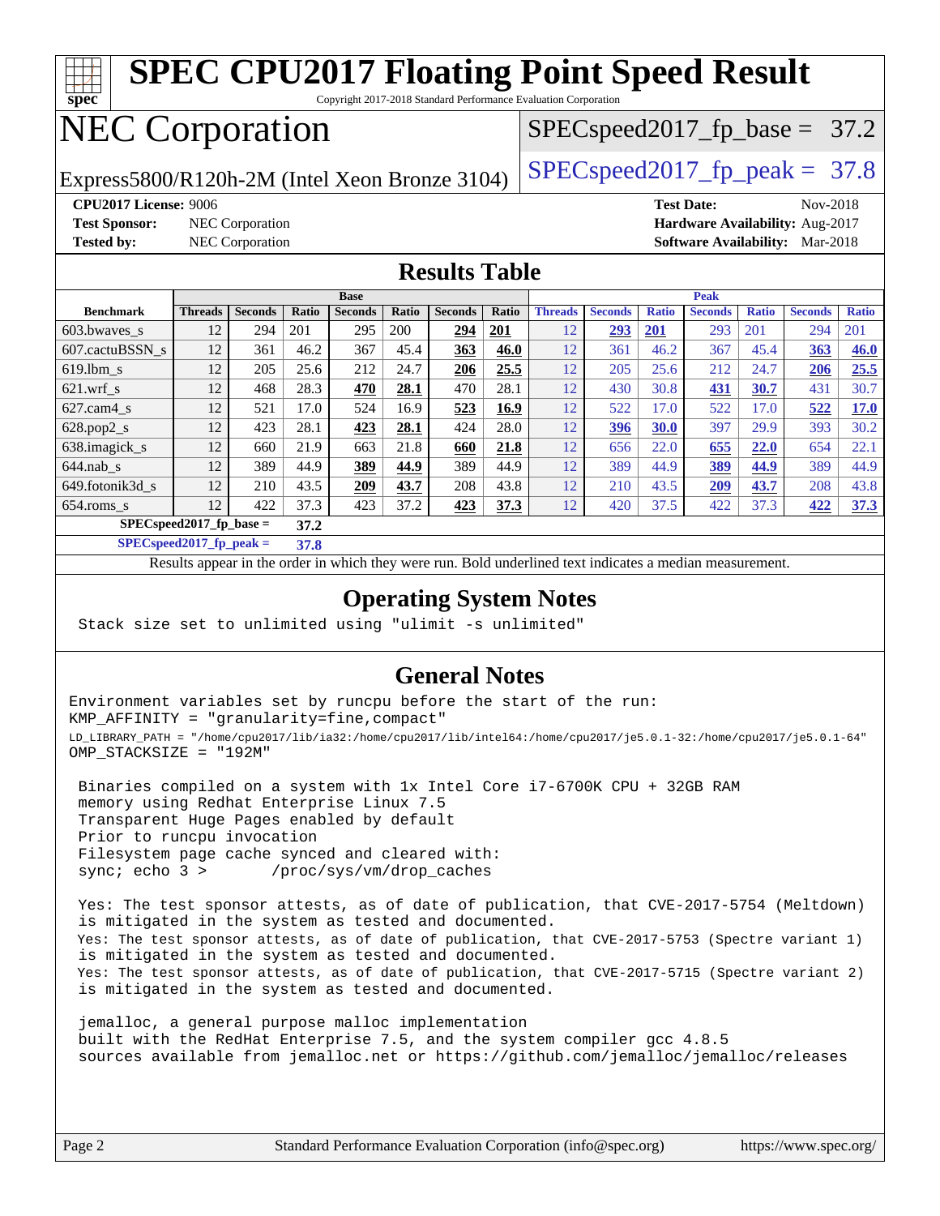# SPEC CPU2017 Floating Point Speed Result

Copyright 2017-2018 Standard Performance Evaluation Corporation

# NEC Corporation

Express5800/R120h-2M (Intel Xeon Bronze 3104)

SPECspeed2017_fp_base = 37.2

SPECspeed2017_fp_peak = 37.8

**CPU2017 License:** 9006
**Test Sponsor:** NEC Corporation
**Tested by:** NEC Corporation

**Test Date:** Nov-2018
**Hardware Availability:** Aug-2017
**Software Availability:** Mar-2018

## Results Table

| | Base | | | | | | | Peak | | | | | | |
|---|---|---|---|---|---|---|---|---|---|---|---|---|---|---|
| **Benchmark** | **Threads** | **Seconds** | **Ratio** | **Seconds** | **Ratio** | **Seconds** | **Ratio** | **Threads** | **Seconds** | **Ratio** | **Seconds** | **Ratio** | **Seconds** | **Ratio** |
| 603.bwaves_s | 12 | 294 | 201 | 295 | 200 | **294** | **201** | 12 | **293** | **201** | 293 | 201 | 294 | 201 |
| 607.cactuBSSN_s | 12 | 361 | 46.2 | 367 | 45.4 | **363** | **46.0** | 12 | 361 | 46.2 | 367 | 45.4 | **363** | **46.0** |
| 619.lbm_s | 12 | 205 | 25.6 | 212 | 24.7 | **206** | **25.5** | 12 | 205 | 25.6 | 212 | 24.7 | **206** | **25.5** |
| 621.wrf_s | 12 | 468 | 28.3 | **470** | **28.1** | 470 | 28.1 | 12 | 430 | 30.8 | **431** | **30.7** | 431 | 30.7 |
| 627.cam4_s | 12 | 521 | 17.0 | 524 | 16.9 | **523** | **16.9** | 12 | 522 | 17.0 | 522 | 17.0 | **522** | **17.0** |
| 628.pop2_s | 12 | 423 | 28.1 | **423** | **28.1** | 424 | 28.0 | 12 | **396** | **30.0** | 397 | 29.9 | 393 | 30.2 |
| 638.imagick_s | 12 | 660 | 21.9 | 663 | 21.8 | **660** | **21.8** | 12 | 656 | 22.0 | **655** | **22.0** | 654 | 22.1 |
| 644.nab_s | 12 | 389 | 44.9 | **389** | **44.9** | 389 | 44.9 | 12 | 389 | 44.9 | **389** | **44.9** | 389 | 44.9 |
| 649.fotonik3d_s | 12 | 210 | 43.5 | **209** | **43.7** | 208 | 43.8 | 12 | 210 | 43.5 | **209** | **43.7** | 208 | 43.8 |
| 654.roms_s | 12 | 422 | 37.3 | 423 | 37.2 | **423** | **37.3** | 12 | 420 | 37.5 | 422 | 37.3 | **422** | **37.3** |

**SPECspeed2017_fp_base = 37.2**

**SPECspeed2017_fp_peak = 37.8**

Results appear in the order in which they were run. Bold underlined text indicates a median measurement.

## Operating System Notes

```
Stack size set to unlimited using "ulimit -s unlimited"
```

## General Notes

```
Environment variables set by runcpu before the start of the run:
KMP_AFFINITY = "granularity=fine,compact"
LD_LIBRARY_PATH = "/home/cpu2017/lib/ia32:/home/cpu2017/lib/intel64:/home/cpu2017/je5.0.1-32:/home/cpu2017/je5.0.1-64"
OMP_STACKSIZE = "192M"

 Binaries compiled on a system with 1x Intel Core i7-6700K CPU + 32GB RAM
 memory using Redhat Enterprise Linux 7.5
 Transparent Huge Pages enabled by default
 Prior to runcpu invocation
 Filesystem page cache synced and cleared with:
 sync; echo 3 >       /proc/sys/vm/drop_caches

 Yes: The test sponsor attests, as of date of publication, that CVE-2017-5754 (Meltdown)
 is mitigated in the system as tested and documented.
 Yes: The test sponsor attests, as of date of publication, that CVE-2017-5753 (Spectre variant 1)
 is mitigated in the system as tested and documented.
 Yes: The test sponsor attests, as of date of publication, that CVE-2017-5715 (Spectre variant 2)
 is mitigated in the system as tested and documented.

 jemalloc, a general purpose malloc implementation
 built with the RedHat Enterprise 7.5, and the system compiler gcc 4.8.5
 sources available from jemalloc.net or https://github.com/jemalloc/jemalloc/releases
```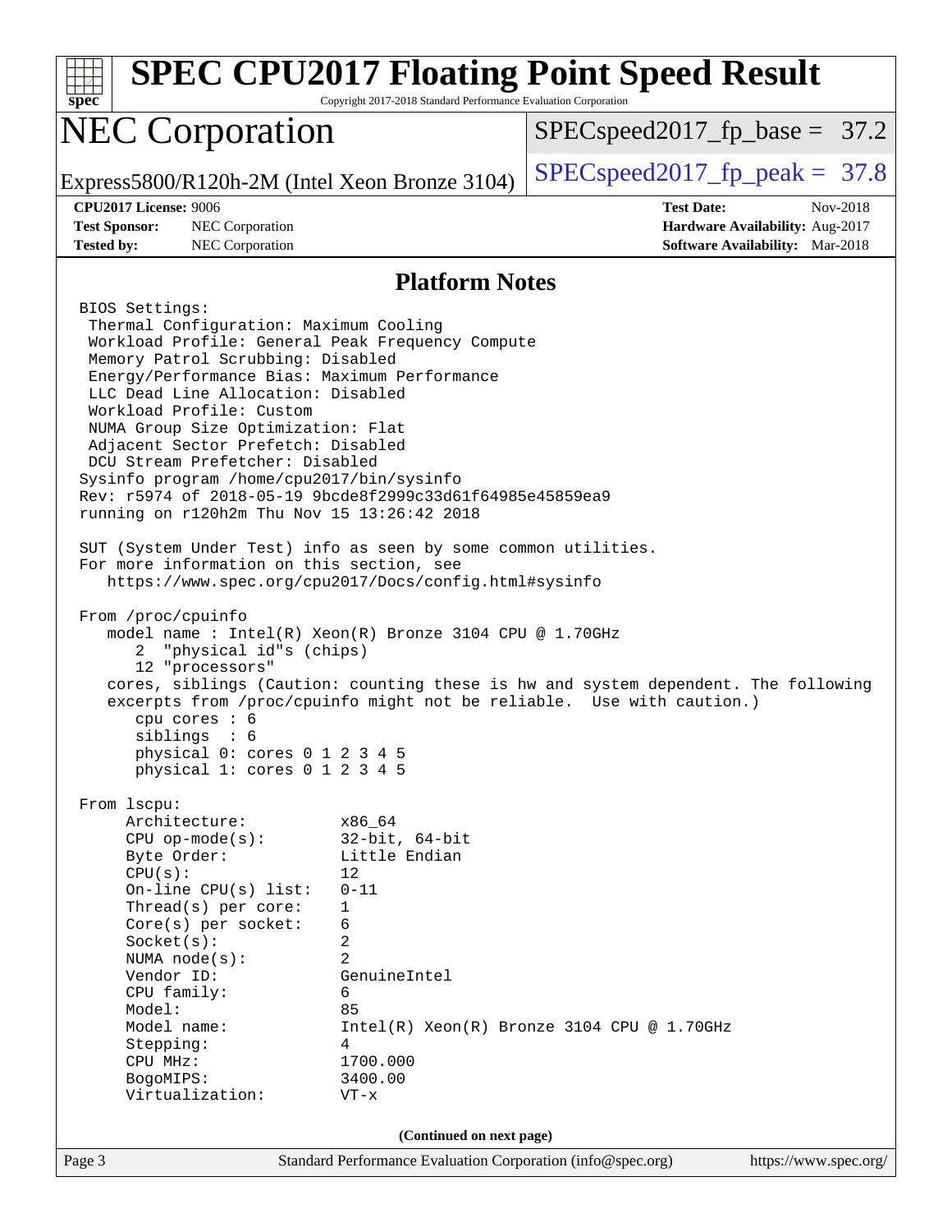# SPEC CPU2017 Floating Point Speed Result

Copyright 2017-2018 Standard Performance Evaluation Corporation

## NEC Corporation

Express5800/R120h-2M (Intel Xeon Bronze 3104)

SPECspeed2017_fp_base = 37.2

SPECspeed2017_fp_peak = 37.8

**CPU2017 License:** 9006
**Test Sponsor:** NEC Corporation
**Tested by:** NEC Corporation

**Test Date:** Nov-2018
**Hardware Availability:** Aug-2017
**Software Availability:** Mar-2018

### Platform Notes

```
BIOS Settings:
 Thermal Configuration: Maximum Cooling
 Workload Profile: General Peak Frequency Compute
 Memory Patrol Scrubbing: Disabled
 Energy/Performance Bias: Maximum Performance
 LLC Dead Line Allocation: Disabled
 Workload Profile: Custom
 NUMA Group Size Optimization: Flat
 Adjacent Sector Prefetch: Disabled
 DCU Stream Prefetcher: Disabled
Sysinfo program /home/cpu2017/bin/sysinfo
Rev: r5974 of 2018-05-19 9bcde8f2999c33d61f64985e45859ea9
running on r120h2m Thu Nov 15 13:26:42 2018

SUT (System Under Test) info as seen by some common utilities.
For more information on this section, see
   https://www.spec.org/cpu2017/Docs/config.html#sysinfo

From /proc/cpuinfo
   model name : Intel(R) Xeon(R) Bronze 3104 CPU @ 1.70GHz
      2  "physical id"s (chips)
      12 "processors"
   cores, siblings (Caution: counting these is hw and system dependent. The following
   excerpts from /proc/cpuinfo might not be reliable.  Use with caution.)
      cpu cores : 6
      siblings  : 6
      physical 0: cores 0 1 2 3 4 5
      physical 1: cores 0 1 2 3 4 5

From lscpu:
     Architecture:          x86_64
     CPU op-mode(s):        32-bit, 64-bit
     Byte Order:            Little Endian
     CPU(s):                12
     On-line CPU(s) list:   0-11
     Thread(s) per core:    1
     Core(s) per socket:    6
     Socket(s):             2
     NUMA node(s):          2
     Vendor ID:             GenuineIntel
     CPU family:            6
     Model:                 85
     Model name:            Intel(R) Xeon(R) Bronze 3104 CPU @ 1.70GHz
     Stepping:              4
     CPU MHz:               1700.000
     BogoMIPS:              3400.00
     Virtualization:        VT-x
```

(Continued on next page)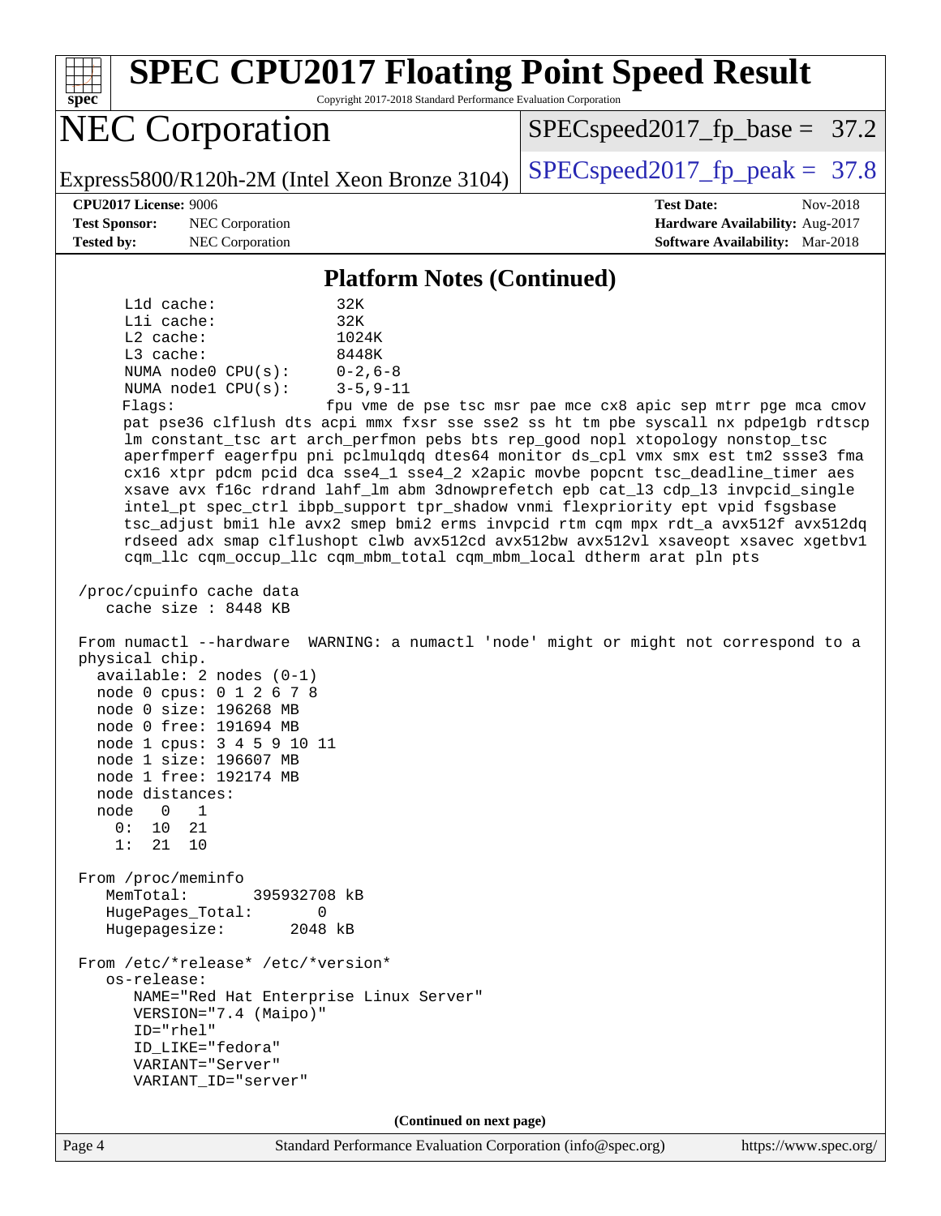## Platform Notes (Continued)

```
    L1d cache:             32K
    L1i cache:             32K
    L2 cache:              1024K
    L3 cache:              8448K
    NUMA node0 CPU(s):     0-2,6-8
    NUMA node1 CPU(s):     3-5,9-11
    Flags:                 fpu vme de pse tsc msr pae mce cx8 apic sep mtrr pge mca cmov
    pat pse36 clflush dts acpi mmx fxsr sse sse2 ss ht tm pbe syscall nx pdpe1gb rdtscp
    lm constant_tsc art arch_perfmon pebs bts rep_good nopl xtopology nonstop_tsc
    aperfmperf eagerfpu pni pclmulqdq dtes64 monitor ds_cpl vmx smx est tm2 ssse3 fma
    cx16 xtpr pdcm pcid dca sse4_1 sse4_2 x2apic movbe popcnt tsc_deadline_timer aes
    xsave avx f16c rdrand lahf_lm abm 3dnowprefetch epb cat_l3 cdp_l3 invpcid_single
    intel_pt spec_ctrl ibpb_support tpr_shadow vnmi flexpriority ept vpid fsgsbase
    tsc_adjust bmi1 hle avx2 smep bmi2 erms invpcid rtm cqm mpx rdt_a avx512f avx512dq
    rdseed adx smap clflushopt clwb avx512cd avx512bw avx512vl xsaveopt xsavec xgetbv1
    cqm_llc cqm_occup_llc cqm_mbm_total cqm_mbm_local dtherm arat pln pts

 /proc/cpuinfo cache data
    cache size : 8448 KB

 From numactl --hardware  WARNING: a numactl 'node' might or might not correspond to a
 physical chip.
   available: 2 nodes (0-1)
   node 0 cpus: 0 1 2 6 7 8
   node 0 size: 196268 MB
   node 0 free: 191694 MB
   node 1 cpus: 3 4 5 9 10 11
   node 1 size: 196607 MB
   node 1 free: 192174 MB
   node distances:
   node   0   1
     0:  10  21
     1:  21  10

 From /proc/meminfo
    MemTotal:       395932708 kB
    HugePages_Total:       0
    Hugepagesize:       2048 kB

 From /etc/*release* /etc/*version*
    os-release:
       NAME="Red Hat Enterprise Linux Server"
       VERSION="7.4 (Maipo)"
       ID="rhel"
       ID_LIKE="fedora"
       VARIANT="Server"
       VARIANT_ID="server"
```

(Continued on next page)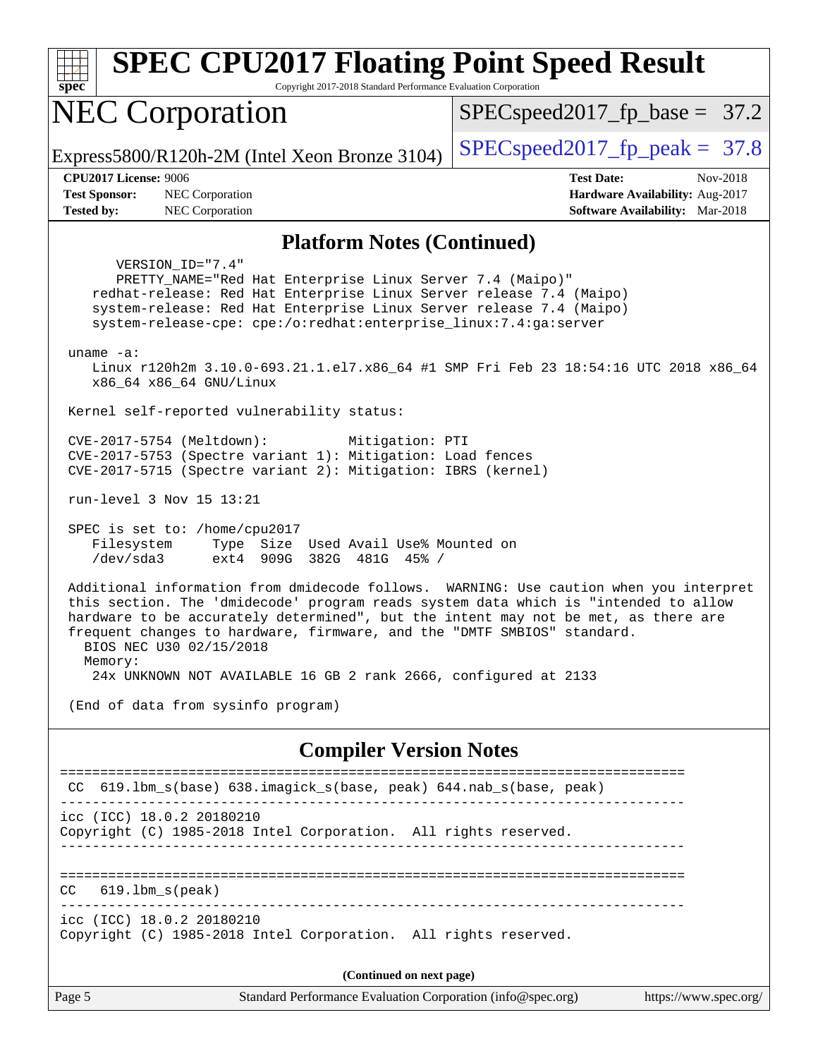## Platform Notes (Continued)

```
      VERSION_ID="7.4"
      PRETTY_NAME="Red Hat Enterprise Linux Server 7.4 (Maipo)"
    redhat-release: Red Hat Enterprise Linux Server release 7.4 (Maipo)
    system-release: Red Hat Enterprise Linux Server release 7.4 (Maipo)
    system-release-cpe: cpe:/o:redhat:enterprise_linux:7.4:ga:server

 uname -a:
    Linux r120h2m 3.10.0-693.21.1.el7.x86_64 #1 SMP Fri Feb 23 18:54:16 UTC 2018 x86_64
    x86_64 x86_64 GNU/Linux

 Kernel self-reported vulnerability status:

 CVE-2017-5754 (Meltdown):          Mitigation: PTI
 CVE-2017-5753 (Spectre variant 1): Mitigation: Load fences
 CVE-2017-5715 (Spectre variant 2): Mitigation: IBRS (kernel)

 run-level 3 Nov 15 13:21

 SPEC is set to: /home/cpu2017
    Filesystem     Type  Size  Used Avail Use% Mounted on
    /dev/sda3      ext4  909G  382G  481G  45% /

 Additional information from dmidecode follows.  WARNING: Use caution when you interpret
 this section. The 'dmidecode' program reads system data which is "intended to allow
 hardware to be accurately determined", but the intent may not be met, as there are
 frequent changes to hardware, firmware, and the "DMTF SMBIOS" standard.
   BIOS NEC U30 02/15/2018
   Memory:
    24x UNKNOWN NOT AVAILABLE 16 GB 2 rank 2666, configured at 2133

 (End of data from sysinfo program)
```

## Compiler Version Notes

```
==============================================================================
 CC  619.lbm_s(base) 638.imagick_s(base, peak) 644.nab_s(base, peak)
------------------------------------------------------------------------------
icc (ICC) 18.0.2 20180210
Copyright (C) 1985-2018 Intel Corporation.  All rights reserved.
------------------------------------------------------------------------------

==============================================================================
CC   619.lbm_s(peak)
------------------------------------------------------------------------------
icc (ICC) 18.0.2 20180210
Copyright (C) 1985-2018 Intel Corporation.  All rights reserved.
```

**(Continued on next page)**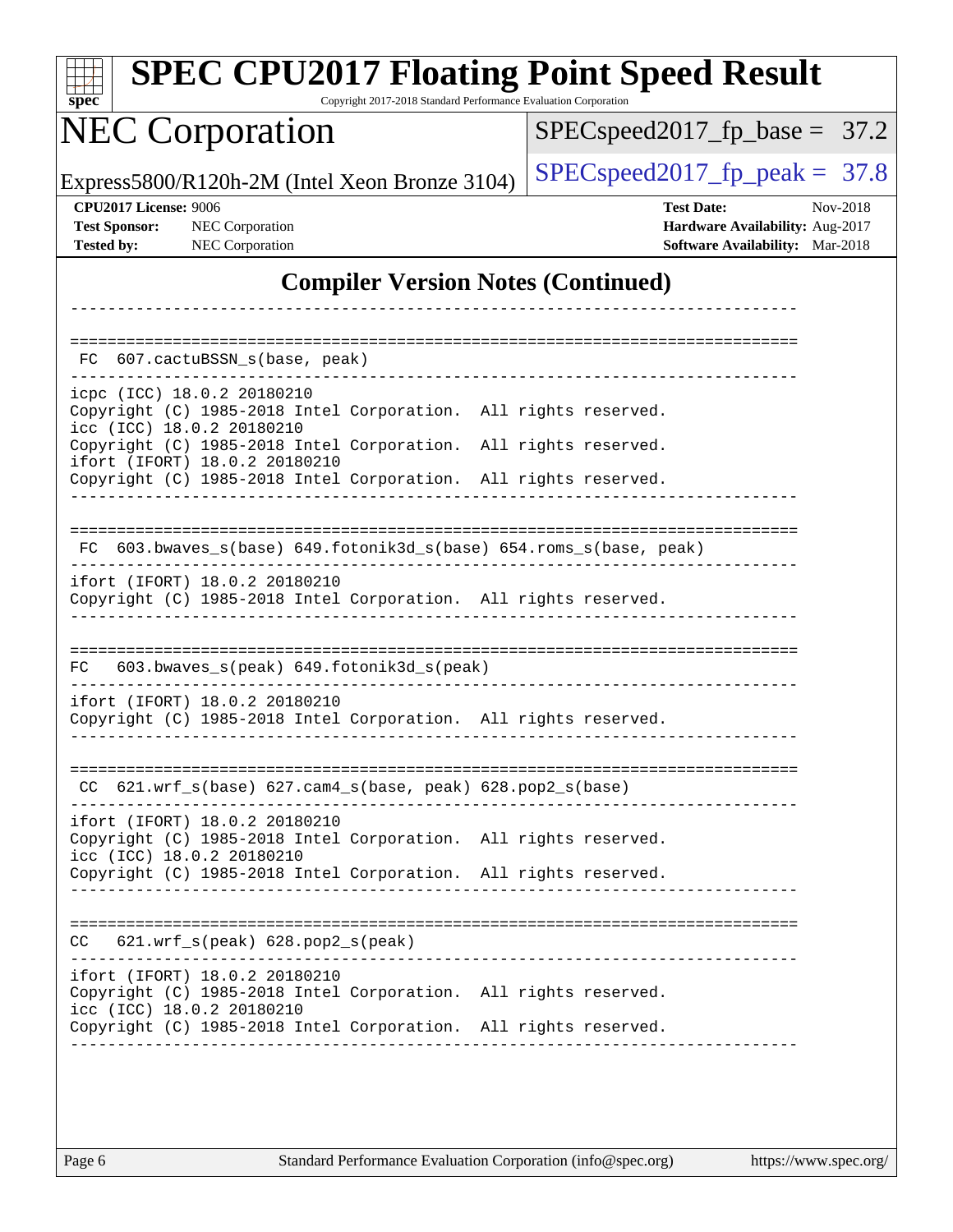## Compiler Version Notes (Continued)

```
------------------------------------------------------------------------------

==============================================================================
 FC  607.cactuBSSN_s(base, peak)
------------------------------------------------------------------------------
icpc (ICC) 18.0.2 20180210
Copyright (C) 1985-2018 Intel Corporation.  All rights reserved.
icc (ICC) 18.0.2 20180210
Copyright (C) 1985-2018 Intel Corporation.  All rights reserved.
ifort (IFORT) 18.0.2 20180210
Copyright (C) 1985-2018 Intel Corporation.  All rights reserved.
------------------------------------------------------------------------------

==============================================================================
 FC  603.bwaves_s(base) 649.fotonik3d_s(base) 654.roms_s(base, peak)
------------------------------------------------------------------------------
ifort (IFORT) 18.0.2 20180210
Copyright (C) 1985-2018 Intel Corporation.  All rights reserved.
------------------------------------------------------------------------------

==============================================================================
FC   603.bwaves_s(peak) 649.fotonik3d_s(peak)
------------------------------------------------------------------------------
ifort (IFORT) 18.0.2 20180210
Copyright (C) 1985-2018 Intel Corporation.  All rights reserved.
------------------------------------------------------------------------------

==============================================================================
 CC  621.wrf_s(base) 627.cam4_s(base, peak) 628.pop2_s(base)
------------------------------------------------------------------------------
ifort (IFORT) 18.0.2 20180210
Copyright (C) 1985-2018 Intel Corporation.  All rights reserved.
icc (ICC) 18.0.2 20180210
Copyright (C) 1985-2018 Intel Corporation.  All rights reserved.
------------------------------------------------------------------------------

==============================================================================
CC   621.wrf_s(peak) 628.pop2_s(peak)
------------------------------------------------------------------------------
ifort (IFORT) 18.0.2 20180210
Copyright (C) 1985-2018 Intel Corporation.  All rights reserved.
icc (ICC) 18.0.2 20180210
Copyright (C) 1985-2018 Intel Corporation.  All rights reserved.
------------------------------------------------------------------------------
```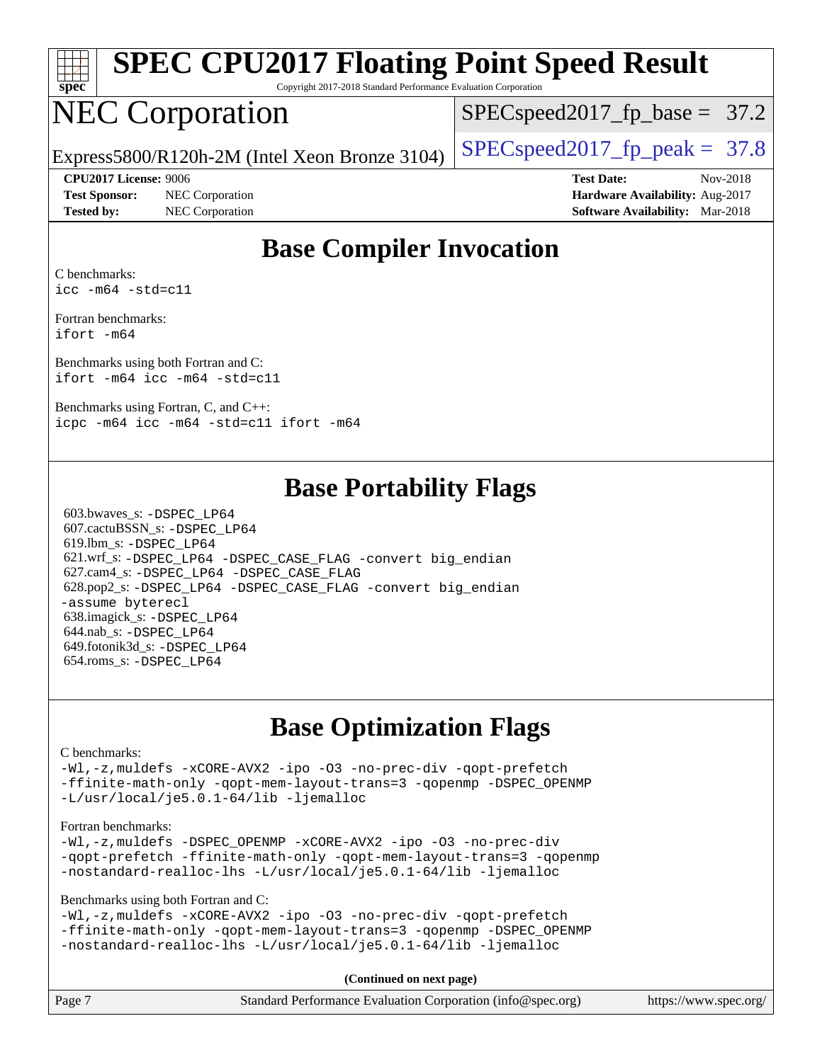# SPEC CPU2017 Floating Point Speed Result

Copyright 2017-2018 Standard Performance Evaluation Corporation

# NEC Corporation

Express5800/R120h-2M (Intel Xeon Bronze 3104)

SPECspeed2017_fp_base = 37.2

SPECspeed2017_fp_peak = 37.8

**CPU2017 License:** 9006
**Test Sponsor:** NEC Corporation
**Tested by:** NEC Corporation

**Test Date:** Nov-2018
**Hardware Availability:** Aug-2017
**Software Availability:** Mar-2018

## Base Compiler Invocation

C benchmarks:
```
icc -m64 -std=c11
```

Fortran benchmarks:
```
ifort -m64
```

Benchmarks using both Fortran and C:
```
ifort -m64 icc -m64 -std=c11
```

Benchmarks using Fortran, C, and C++:
```
icpc -m64 icc -m64 -std=c11 ifort -m64
```

## Base Portability Flags

603.bwaves_s: -DSPEC_LP64
607.cactuBSSN_s: -DSPEC_LP64
619.lbm_s: -DSPEC_LP64
621.wrf_s: -DSPEC_LP64 -DSPEC_CASE_FLAG -convert big_endian
627.cam4_s: -DSPEC_LP64 -DSPEC_CASE_FLAG
628.pop2_s: -DSPEC_LP64 -DSPEC_CASE_FLAG -convert big_endian -assume byterecl
638.imagick_s: -DSPEC_LP64
644.nab_s: -DSPEC_LP64
649.fotonik3d_s: -DSPEC_LP64
654.roms_s: -DSPEC_LP64

## Base Optimization Flags

C benchmarks:
```
-Wl,-z,muldefs -xCORE-AVX2 -ipo -O3 -no-prec-div -qopt-prefetch
-ffinite-math-only -qopt-mem-layout-trans=3 -qopenmp -DSPEC_OPENMP
-L/usr/local/je5.0.1-64/lib -ljemalloc
```

Fortran benchmarks:
```
-Wl,-z,muldefs -DSPEC_OPENMP -xCORE-AVX2 -ipo -O3 -no-prec-div
-qopt-prefetch -ffinite-math-only -qopt-mem-layout-trans=3 -qopenmp
-nostandard-realloc-lhs -L/usr/local/je5.0.1-64/lib -ljemalloc
```

Benchmarks using both Fortran and C:
```
-Wl,-z,muldefs -xCORE-AVX2 -ipo -O3 -no-prec-div -qopt-prefetch
-ffinite-math-only -qopt-mem-layout-trans=3 -qopenmp -DSPEC_OPENMP
-nostandard-realloc-lhs -L/usr/local/je5.0.1-64/lib -ljemalloc
```

**(Continued on next page)**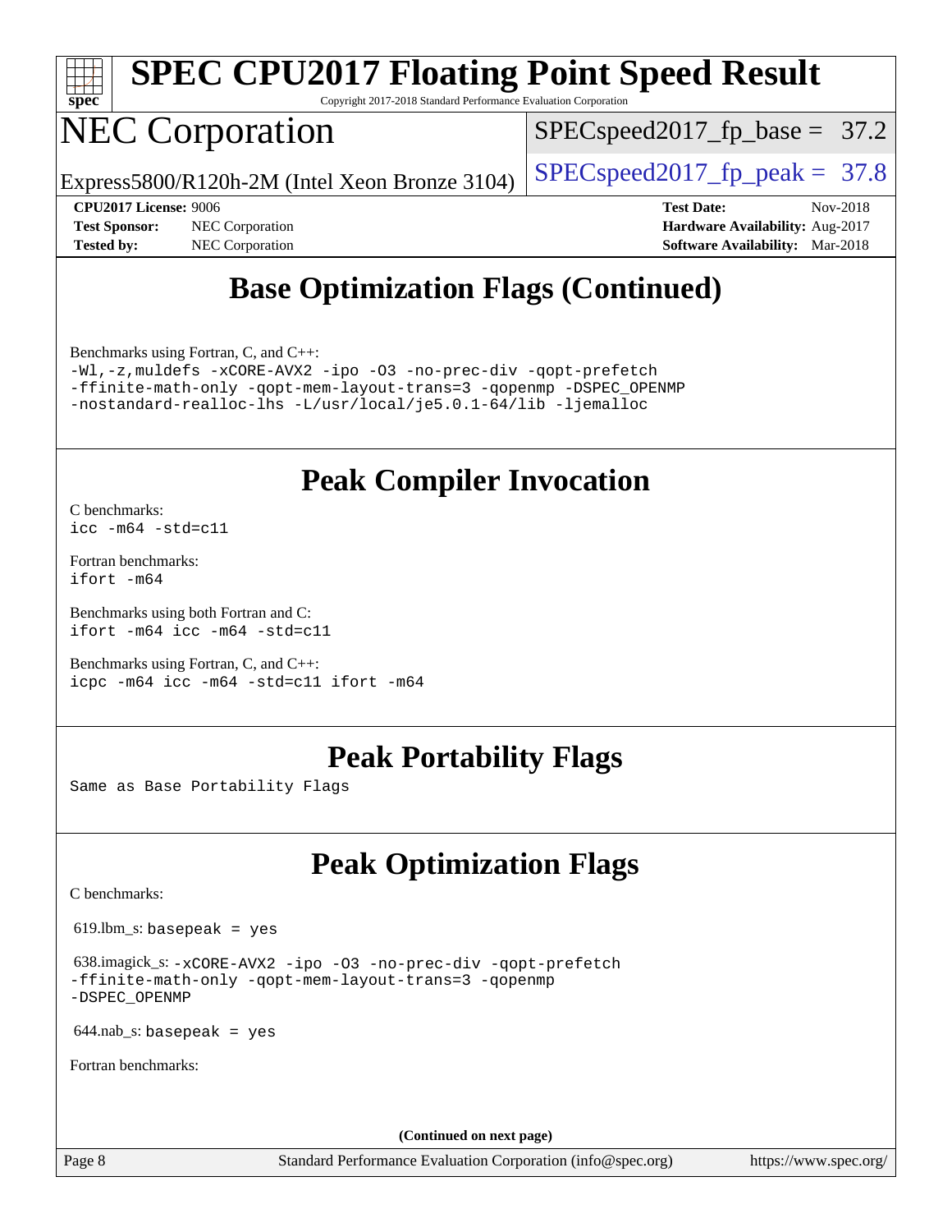# SPEC CPU2017 Floating Point Speed Result

Copyright 2017-2018 Standard Performance Evaluation Corporation

# NEC Corporation

Express5800/R120h-2M (Intel Xeon Bronze 3104)

SPECspeed2017_fp_base = 37.2

SPECspeed2017_fp_peak = 37.8

**CPU2017 License:** 9006
**Test Sponsor:** NEC Corporation
**Tested by:** NEC Corporation

**Test Date:** Nov-2018
**Hardware Availability:** Aug-2017
**Software Availability:** Mar-2018

## Base Optimization Flags (Continued)

Benchmarks using Fortran, C, and C++:

```
-Wl,-z,muldefs -xCORE-AVX2 -ipo -O3 -no-prec-div -qopt-prefetch
-ffinite-math-only -qopt-mem-layout-trans=3 -qopenmp -DSPEC_OPENMP
-nostandard-realloc-lhs -L/usr/local/je5.0.1-64/lib -ljemalloc
```

## Peak Compiler Invocation

C benchmarks:
```
icc -m64 -std=c11
```

Fortran benchmarks:
```
ifort -m64
```

Benchmarks using both Fortran and C:
```
ifort -m64 icc -m64 -std=c11
```

Benchmarks using Fortran, C, and C++:
```
icpc -m64 icc -m64 -std=c11 ifort -m64
```

## Peak Portability Flags

Same as Base Portability Flags

## Peak Optimization Flags

C benchmarks:

619.lbm_s: basepeak = yes

638.imagick_s:
```
-xCORE-AVX2 -ipo -O3 -no-prec-div -qopt-prefetch
-ffinite-math-only -qopt-mem-layout-trans=3 -qopenmp
-DSPEC_OPENMP
```

644.nab_s: basepeak = yes

Fortran benchmarks:

**(Continued on next page)**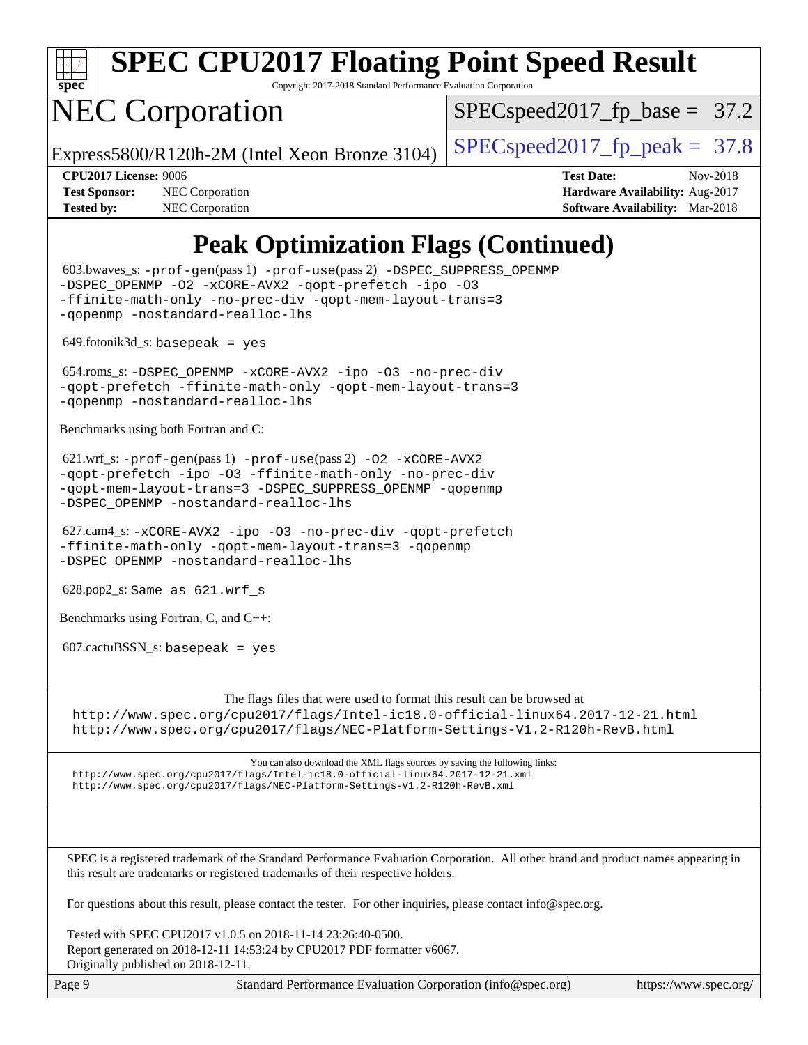# SPEC CPU2017 Floating Point Speed Result

Copyright 2017-2018 Standard Performance Evaluation Corporation

# NEC Corporation

Express5800/R120h-2M (Intel Xeon Bronze 3104)

SPECspeed2017_fp_base = 37.2

SPECspeed2017_fp_peak = 37.8

**CPU2017 License:** 9006
**Test Sponsor:** NEC Corporation
**Tested by:** NEC Corporation

**Test Date:** Nov-2018
**Hardware Availability:** Aug-2017
**Software Availability:** Mar-2018

## Peak Optimization Flags (Continued)

603.bwaves_s: -prof-gen(pass 1) -prof-use(pass 2) -DSPEC_SUPPRESS_OPENMP -DSPEC_OPENMP -O2 -xCORE-AVX2 -qopt-prefetch -ipo -O3 -ffinite-math-only -no-prec-div -qopt-mem-layout-trans=3 -qopenmp -nostandard-realloc-lhs

649.fotonik3d_s: basepeak = yes

654.roms_s: -DSPEC_OPENMP -xCORE-AVX2 -ipo -O3 -no-prec-div -qopt-prefetch -ffinite-math-only -qopt-mem-layout-trans=3 -qopenmp -nostandard-realloc-lhs

Benchmarks using both Fortran and C:

621.wrf_s: -prof-gen(pass 1) -prof-use(pass 2) -O2 -xCORE-AVX2 -qopt-prefetch -ipo -O3 -ffinite-math-only -no-prec-div -qopt-mem-layout-trans=3 -DSPEC_SUPPRESS_OPENMP -qopenmp -DSPEC_OPENMP -nostandard-realloc-lhs

627.cam4_s: -xCORE-AVX2 -ipo -O3 -no-prec-div -qopt-prefetch -ffinite-math-only -qopt-mem-layout-trans=3 -qopenmp -DSPEC_OPENMP -nostandard-realloc-lhs

628.pop2_s: Same as 621.wrf_s

Benchmarks using Fortran, C, and C++:

607.cactuBSSN_s: basepeak = yes

The flags files that were used to format this result can be browsed at
http://www.spec.org/cpu2017/flags/Intel-ic18.0-official-linux64.2017-12-21.html
http://www.spec.org/cpu2017/flags/NEC-Platform-Settings-V1.2-R120h-RevB.html

You can also download the XML flags sources by saving the following links:
http://www.spec.org/cpu2017/flags/Intel-ic18.0-official-linux64.2017-12-21.xml
http://www.spec.org/cpu2017/flags/NEC-Platform-Settings-V1.2-R120h-RevB.xml

SPEC is a registered trademark of the Standard Performance Evaluation Corporation. All other brand and product names appearing in this result are trademarks or registered trademarks of their respective holders.

For questions about this result, please contact the tester. For other inquiries, please contact info@spec.org.

Tested with SPEC CPU2017 v1.0.5 on 2018-11-14 23:26:40-0500.
Report generated on 2018-12-11 14:53:24 by CPU2017 PDF formatter v6067.
Originally published on 2018-12-11.